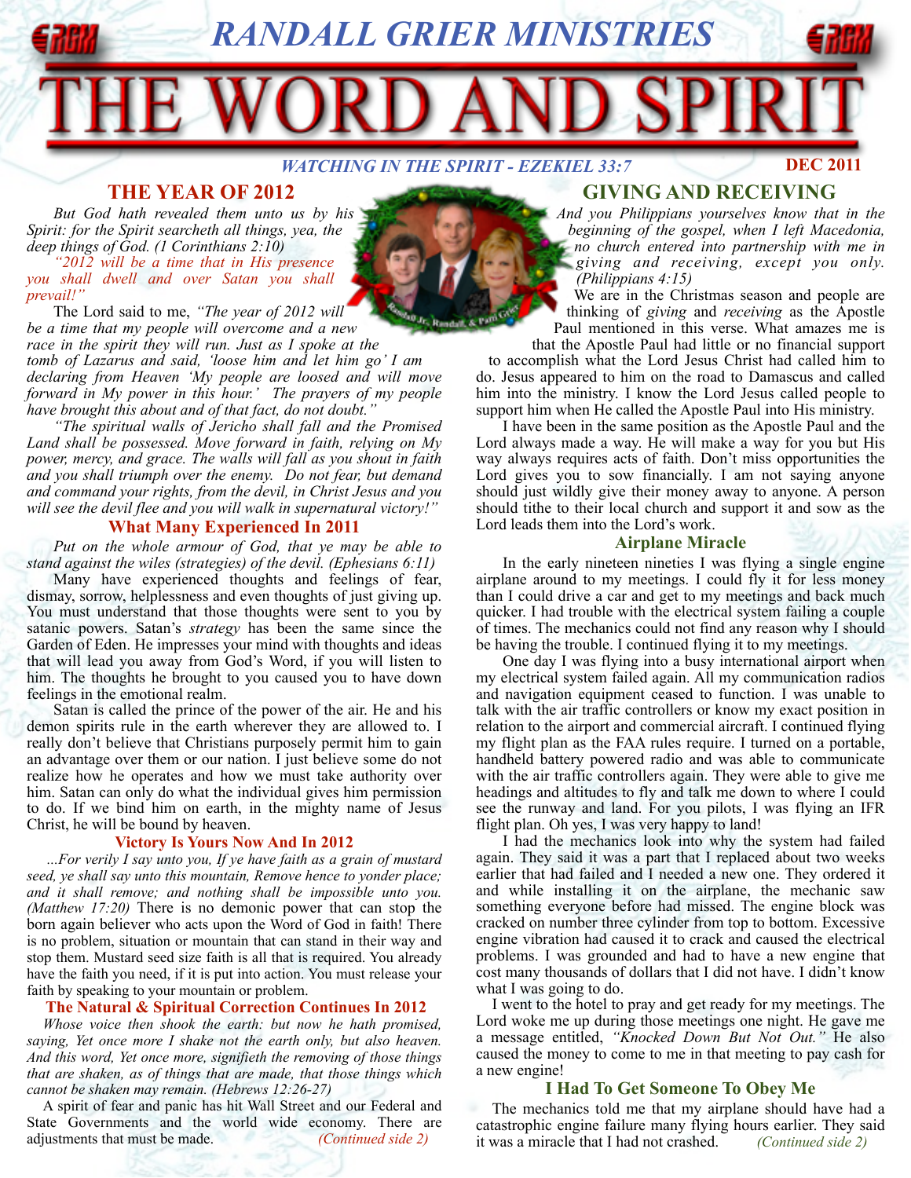# RANDALL GRIER MINISTRIES

# THE WORD AND SPIRIT

*WATCHING IN THE SPIRIT - EZEKIEL 33:7*

**DEC 2011**

## THE YEAR OF 2012

*But God hath revealed them unto us by his Spirit: for the Spirit searcheth all things, yea, the deep things of God. (1 Corinthians 2:10)*

*"2012 will be a time that in His presence you shall dwell and over Satan you shall prevail!"*

Randall Jr., Randall, & Pam Grier

The Lord said to me, *"The year of 2012 will be a time that my people will overcome and a new race in the spirit they will run. Just as I spoke at the tomb of Lazarus and said, 'loose him and let him go' I am declaring from Heaven 'My people are loosed and will move forward in My power in this hour.' The prayers of my people have brought this about and of that fact, do not doubt."*

*"The spiritual walls of Jericho shall fall and the Promised Land shall be possessed. Move forward in faith, relying on My power, mercy, and grace. The walls will fall as you shout in faith and you shall triumph over the enemy. Do not fear, but demand and command your rights, from the devil, in Christ Jesus and you will see the devil flee and you will walk in supernatural victory!"*

### What Many Experienced In 2011

*Put on the whole armour of God, that ye may be able to stand against the wiles (strategies) of the devil. (Ephesians 6:11)*

Many have experienced thoughts and feelings of fear, dismay, sorrow, helplessness and even thoughts of just giving up. You must understand that those thoughts were sent to you by satanic powers. Satan's *strategy* has been the same since the Garden of Eden. He impresses your mind with thoughts and ideas that will lead you away from God's Word, if you will listen to him. The thoughts he brought to you caused you to have down feelings in the emotional realm.

Satan is called the prince of the power of the air. He and his demon spirits rule in the earth wherever they are allowed to. I really don't believe that Christians purposely permit him to gain an advantage over them or our nation. I just believe some do not realize how he operates and how we must take authority over him. Satan can only do what the individual gives him permission to do. If we bind him on earth, in the mighty name of Jesus Christ, he will be bound by heaven.

### Victory Is Yours Now And In 2012

*...For verily I say unto you, If ye have faith as a grain of mustard seed, ye shall say unto this mountain, Remove hence to yonder place; and it shall remove; and nothing shall be impossible unto you. (Matthew 17:20)* There is no demonic power that can stop the born again believer who acts upon the Word of God in faith! There is no problem, situation or mountain that can stand in their way and stop them. Mustard seed size faith is all that is required. You already have the faith you need, if it is put into action. You must release your faith by speaking to your mountain or problem.

### The Natural & Spiritual Correction Continues In 2012

*Whose voice then shook the earth: but now he hath promised, saying, Yet once more I shake not the earth only, but also heaven. And this word, Yet once more, signifieth the removing of those things that are shaken, as of things that are made, that those things which cannot be shaken may remain. (Hebrews 12:26-27)*

A spirit of fear and panic has hit Wall Street and our Federal and State Governments and the world wide economy. There are adjustments that must be made. *(Continued side 2)*

## GIVING AND RECEIVING

*And you Philippians yourselves know that in the beginning of the gospel, when I left Macedonia, no church entered into partnership with me in giving and receiving, except you only. (Philippians 4:15)*

We are in the Christmas season and people are thinking of *giving* and *receiving* as the Apostle Paul mentioned in this verse. What amazes me is that the Apostle Paul had little or no financial support to accomplish what the Lord Jesus Christ had called him to do. Jesus appeared to him on the road to Damascus and called him into the ministry. I know the Lord Jesus called people to support him when He called the Apostle Paul into His ministry.

I have been in the same position as the Apostle Paul and the Lord always made a way. He will make a way for you but His way always requires acts of faith. Don't miss opportunities the Lord gives you to sow financially. I am not saying anyone should just wildly give their money away to anyone. A person should tithe to their local church and support it and sow as the Lord leads them into the Lord's work.

### Airplane Miracle

In the early nineteen nineties I was flying a single engine airplane around to my meetings. I could fly it for less money than I could drive a car and get to my meetings and back much quicker. I had trouble with the electrical system failing a couple of times. The mechanics could not find any reason why I should be having the trouble. I continued flying it to my meetings.

One day I was flying into a busy international airport when my electrical system failed again. All my communication radios and navigation equipment ceased to function. I was unable to talk with the air traffic controllers or know my exact position in relation to the airport and commercial aircraft. I continued flying my flight plan as the FAA rules require. I turned on a portable, handheld battery powered radio and was able to communicate with the air traffic controllers again. They were able to give me headings and altitudes to fly and talk me down to where I could see the runway and land. For you pilots, I was flying an IFR flight plan. Oh yes, I was very happy to land!

I had the mechanics look into why the system had failed again. They said it was a part that I replaced about two weeks earlier that had failed and I needed a new one. They ordered it and while installing it on the airplane, the mechanic saw something everyone before had missed. The engine block was cracked on number three cylinder from top to bottom. Excessive engine vibration had caused it to crack and caused the electrical problems. I was grounded and had to have a new engine that cost many thousands of dollars that I did not have. I didn't know what I was going to do.

I went to the hotel to pray and get ready for my meetings. The Lord woke me up during those meetings one night. He gave me a message entitled, *"Knocked Down But Not Out."* He also caused the money to come to me in that meeting to pay cash for a new engine!

### I Had To Get Someone To Obey Me

The mechanics told me that my airplane should have had a catastrophic engine failure many flying hours earlier. They said it was a miracle that I had not crashed. *(Continued side 2)*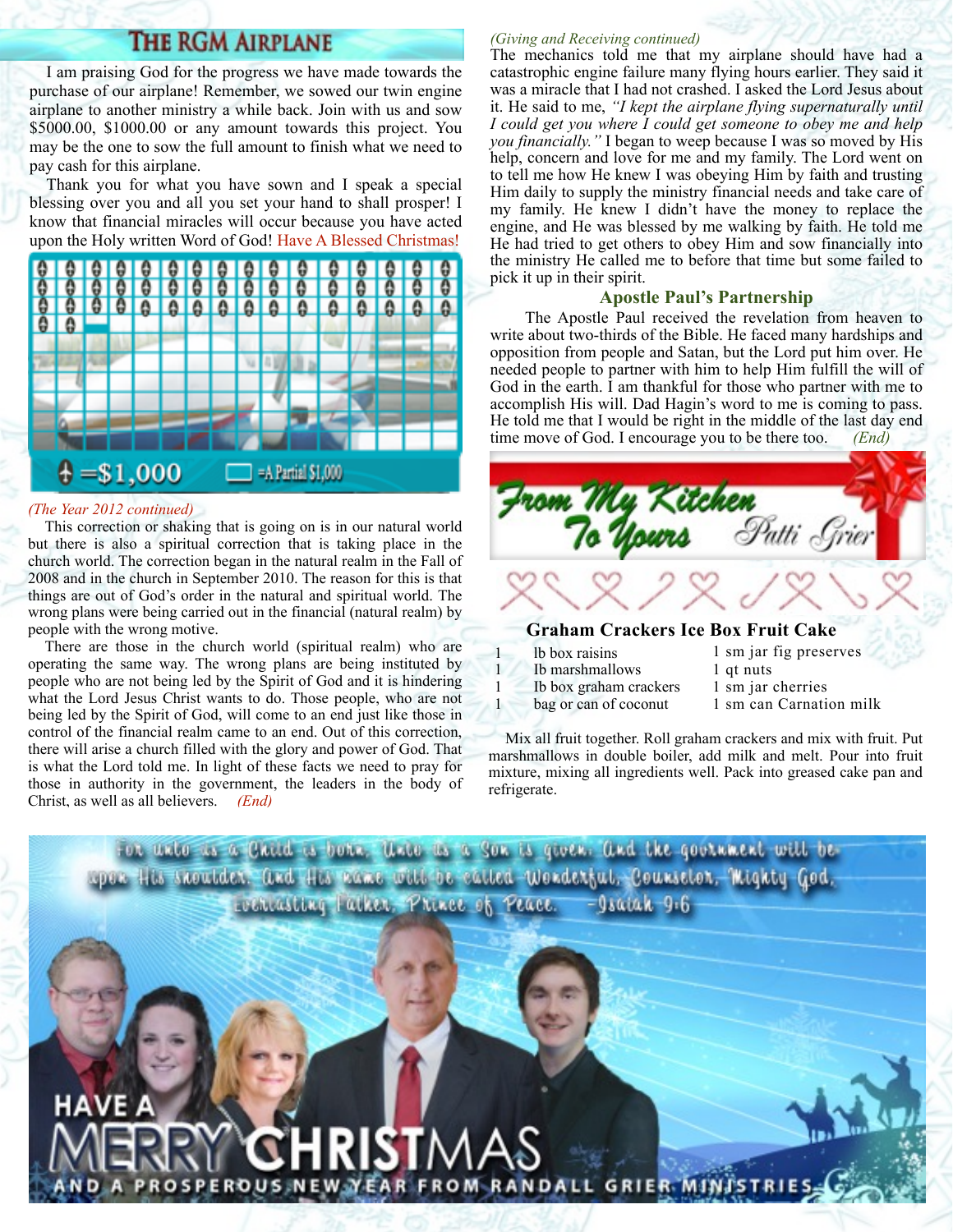## The RGM Airplane

I am praising God for the progress we have made towards the purchase of our airplane! Remember, we sowed our twin engine airplane to another ministry a while back. Join with us and sow $5000.00, $1000.00 or any amount towards this project. You may be the one to sow the full amount to finish what we need to pay cash for this airplane.

Thank you for what you have sown and I speak a special blessing over you and all you set your hand to shall prosper! I know that financial miracles will occur because you have acted upon the Holy written Word of God! Have A Blessed Christmas!

=$1,000 =A Partial $1,000

*(The Year 2012 continued)*

This correction or shaking that is going on is in our natural world but there is also a spiritual correction that is taking place in the church world. The correction began in the natural realm in the Fall of 2008 and in the church in September 2010. The reason for this is that things are out of God's order in the natural and spiritual world. The wrong plans were being carried out in the financial (natural realm) by people with the wrong motive.

There are those in the church world (spiritual realm) who are operating the same way. The wrong plans are being instituted by people who are not being led by the Spirit of God and it is hindering what the Lord Jesus Christ wants to do. Those people, who are not being led by the Spirit of God, will come to an end just like those in control of the financial realm came to an end. Out of this correction, there will arise a church filled with the glory and power of God. That is what the Lord told me. In light of these facts we need to pray for those in authority in the government, the leaders in the body of Christ, as well as all believers. *(End)*

*(Giving and Receiving continued)*

The mechanics told me that my airplane should have had a catastrophic engine failure many flying hours earlier. They said it was a miracle that I had not crashed. I asked the Lord Jesus about it. He said to me, *"I kept the airplane flying supernaturally until I could get you where I could get someone to obey me and help you financially."* I began to weep because I was so moved by His help, concern and love for me and my family. The Lord went on to tell me how He knew I was obeying Him by faith and trusting Him daily to supply the ministry financial needs and take care of my family. He knew I didn't have the money to replace the engine, and He was blessed by me walking by faith. He told me He had tried to get others to obey Him and sow financially into the ministry He called me to before that time but some failed to pick it up in their spirit.

### Apostle Paul's Partnership

The Apostle Paul received the revelation from heaven to write about two-thirds of the Bible. He faced many hardships and opposition from people and Satan, but the Lord put him over. He needed people to partner with him to help Him fulfill the will of God in the earth. I am thankful for those who partner with me to accomplish His will. Dad Hagin's word to me is coming to pass. He told me that I would be right in the middle of the last day end time move of God. I encourage you to be there too. *(End)*

## From My Kitchen To Yours

Patti Grier

### Graham Crackers Ice Box Fruit Cake

| | | |
|---|---|---|
| 1 | lb box raisins | 1 sm jar fig preserves |
| 1 | lb marshmallows | 1 qt nuts |
| 1 | lb box graham crackers | 1 sm jar cherries |
| 1 | bag or can of coconut | 1 sm can Carnation milk |

Mix all fruit together. Roll graham crackers and mix with fruit. Put marshmallows in double boiler, add milk and melt. Pour into fruit mixture, mixing all ingredients well. Pack into greased cake pan and refrigerate.

For unto us a Child is born, Unto us a Son is given; And the government will be upon His shoulder. And His name will be called Wonderful, Counselor, Mighty God, Everlasting Father, Prince of Peace. -Isaiah 9:6

HAVE A MERRY CHRISTMAS AND A PROSPEROUS NEW YEAR FROM RANDALL GRIER MINISTRIES